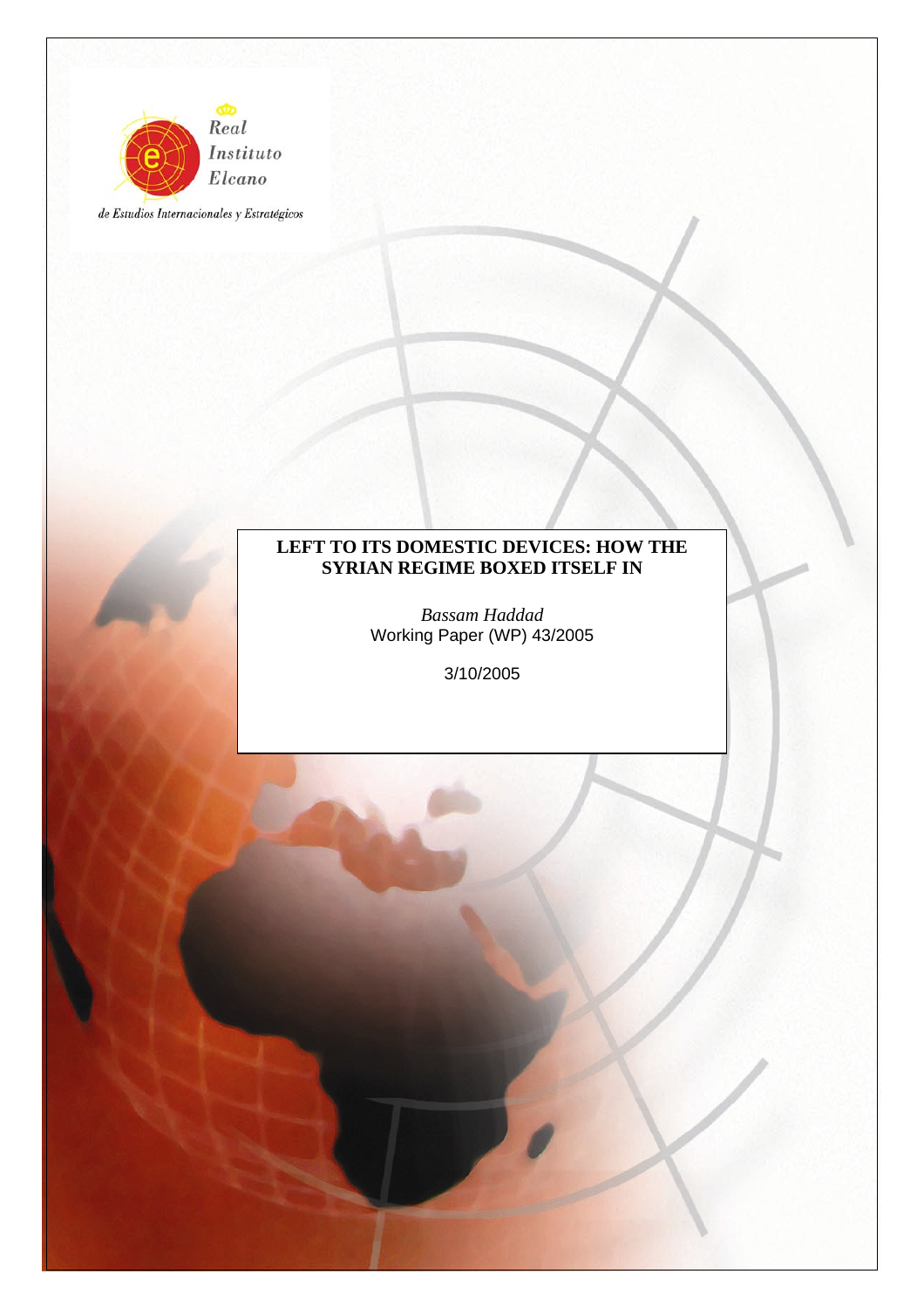Real Instituto Elcano

de Estudios Internacionales y Estratégicos

# LEFT TO ITS DOMESTIC DEVICES: HOW THE SYRIAN REGIME BOXED ITSELF IN

*Bassam Haddad*

Working Paper (WP) 43/2005

3/10/2005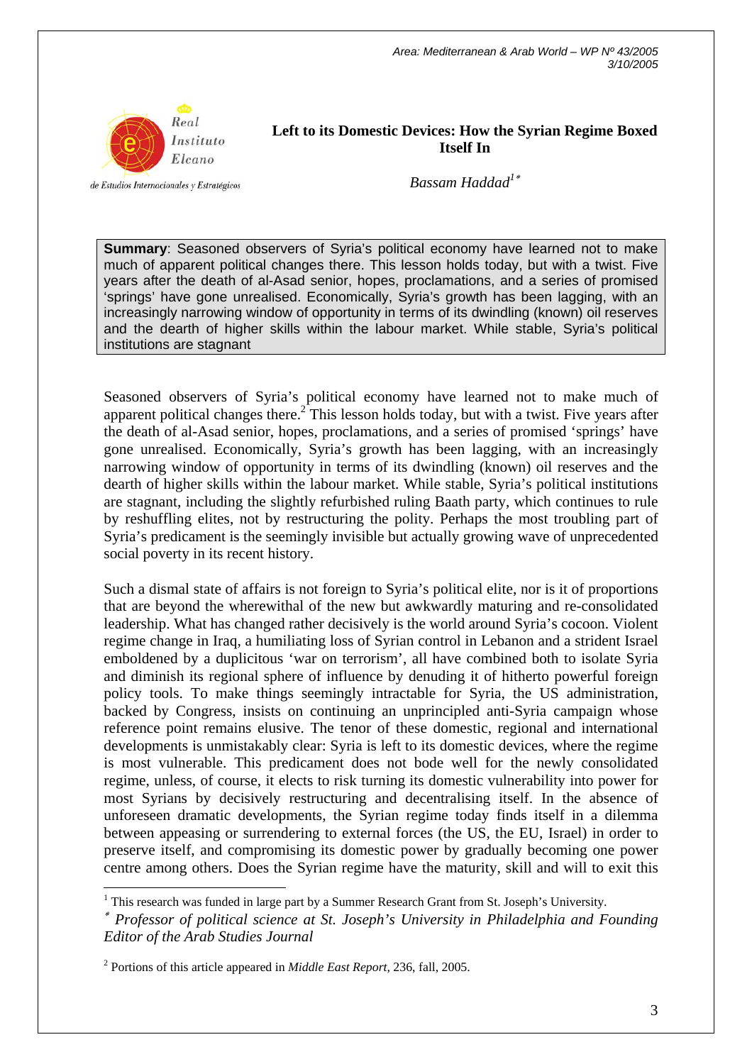Area: Mediterranean & Arab World – WP Nº 43/2005
3/10/2005

Real Instituto Elcano de Estudios Internacionales y Estratégicos

# Left to its Domestic Devices: How the Syrian Regime Boxed Itself In

*Bassam Haddad*[1*]

**Summary**: Seasoned observers of Syria's political economy have learned not to make much of apparent political changes there. This lesson holds today, but with a twist. Five years after the death of al-Asad senior, hopes, proclamations, and a series of promised 'springs' have gone unrealised. Economically, Syria's growth has been lagging, with an increasingly narrowing window of opportunity in terms of its dwindling (known) oil reserves and the dearth of higher skills within the labour market. While stable, Syria's political institutions are stagnant

Seasoned observers of Syria's political economy have learned not to make much of apparent political changes there.[2] This lesson holds today, but with a twist. Five years after the death of al-Asad senior, hopes, proclamations, and a series of promised 'springs' have gone unrealised. Economically, Syria's growth has been lagging, with an increasingly narrowing window of opportunity in terms of its dwindling (known) oil reserves and the dearth of higher skills within the labour market. While stable, Syria's political institutions are stagnant, including the slightly refurbished ruling Baath party, which continues to rule by reshuffling elites, not by restructuring the polity. Perhaps the most troubling part of Syria's predicament is the seemingly invisible but actually growing wave of unprecedented social poverty in its recent history.

Such a dismal state of affairs is not foreign to Syria's political elite, nor is it of proportions that are beyond the wherewithal of the new but awkwardly maturing and re-consolidated leadership. What has changed rather decisively is the world around Syria's cocoon. Violent regime change in Iraq, a humiliating loss of Syrian control in Lebanon and a strident Israel emboldened by a duplicitous 'war on terrorism', all have combined both to isolate Syria and diminish its regional sphere of influence by denuding it of hitherto powerful foreign policy tools. To make things seemingly intractable for Syria, the US administration, backed by Congress, insists on continuing an unprincipled anti-Syria campaign whose reference point remains elusive. The tenor of these domestic, regional and international developments is unmistakably clear: Syria is left to its domestic devices, where the regime is most vulnerable. This predicament does not bode well for the newly consolidated regime, unless, of course, it elects to risk turning its domestic vulnerability into power for most Syrians by decisively restructuring and decentralising itself. In the absence of unforeseen dramatic developments, the Syrian regime today finds itself in a dilemma between appeasing or surrendering to external forces (the US, the EU, Israel) in order to preserve itself, and compromising its domestic power by gradually becoming one power centre among others. Does the Syrian regime have the maturity, skill and will to exit this

---

[1] This research was funded in large part by a Summer Research Grant from St. Joseph's University.

[*] *Professor of political science at St. Joseph's University in Philadelphia and Founding Editor of the Arab Studies Journal*

[2] Portions of this article appeared in *Middle East Report*, 236, fall, 2005.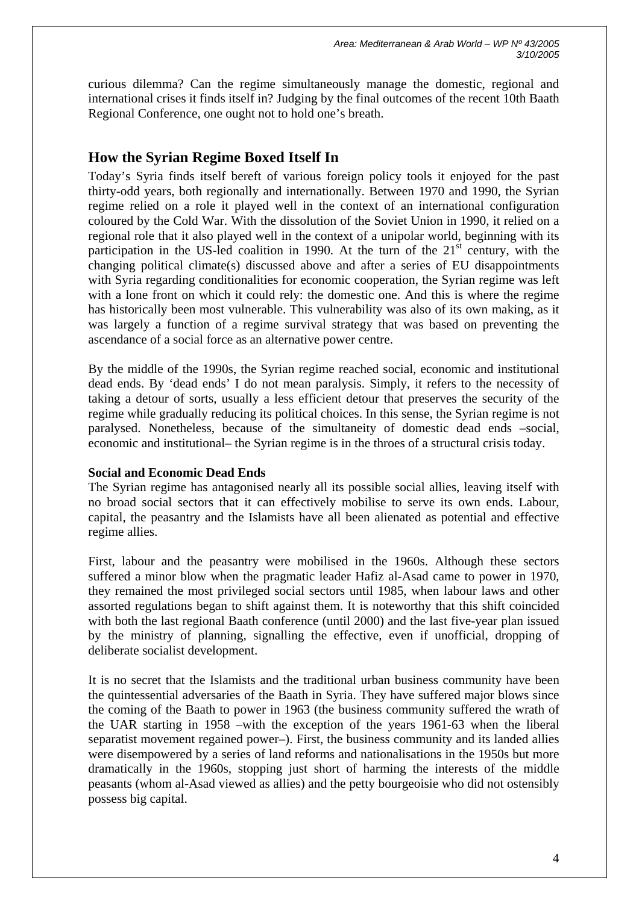curious dilemma? Can the regime simultaneously manage the domestic, regional and international crises it finds itself in? Judging by the final outcomes of the recent 10th Baath Regional Conference, one ought not to hold one's breath.

## How the Syrian Regime Boxed Itself In

Today's Syria finds itself bereft of various foreign policy tools it enjoyed for the past thirty-odd years, both regionally and internationally. Between 1970 and 1990, the Syrian regime relied on a role it played well in the context of an international configuration coloured by the Cold War. With the dissolution of the Soviet Union in 1990, it relied on a regional role that it also played well in the context of a unipolar world, beginning with its participation in the US-led coalition in 1990. At the turn of the 21st century, with the changing political climate(s) discussed above and after a series of EU disappointments with Syria regarding conditionalities for economic cooperation, the Syrian regime was left with a lone front on which it could rely: the domestic one. And this is where the regime has historically been most vulnerable. This vulnerability was also of its own making, as it was largely a function of a regime survival strategy that was based on preventing the ascendance of a social force as an alternative power centre.

By the middle of the 1990s, the Syrian regime reached social, economic and institutional dead ends. By 'dead ends' I do not mean paralysis. Simply, it refers to the necessity of taking a detour of sorts, usually a less efficient detour that preserves the security of the regime while gradually reducing its political choices. In this sense, the Syrian regime is not paralysed. Nonetheless, because of the simultaneity of domestic dead ends –social, economic and institutional– the Syrian regime is in the throes of a structural crisis today.

### Social and Economic Dead Ends

The Syrian regime has antagonised nearly all its possible social allies, leaving itself with no broad social sectors that it can effectively mobilise to serve its own ends. Labour, capital, the peasantry and the Islamists have all been alienated as potential and effective regime allies.

First, labour and the peasantry were mobilised in the 1960s. Although these sectors suffered a minor blow when the pragmatic leader Hafiz al-Asad came to power in 1970, they remained the most privileged social sectors until 1985, when labour laws and other assorted regulations began to shift against them. It is noteworthy that this shift coincided with both the last regional Baath conference (until 2000) and the last five-year plan issued by the ministry of planning, signalling the effective, even if unofficial, dropping of deliberate socialist development.

It is no secret that the Islamists and the traditional urban business community have been the quintessential adversaries of the Baath in Syria. They have suffered major blows since the coming of the Baath to power in 1963 (the business community suffered the wrath of the UAR starting in 1958 –with the exception of the years 1961-63 when the liberal separatist movement regained power–). First, the business community and its landed allies were disempowered by a series of land reforms and nationalisations in the 1950s but more dramatically in the 1960s, stopping just short of harming the interests of the middle peasants (whom al-Asad viewed as allies) and the petty bourgeoisie who did not ostensibly possess big capital.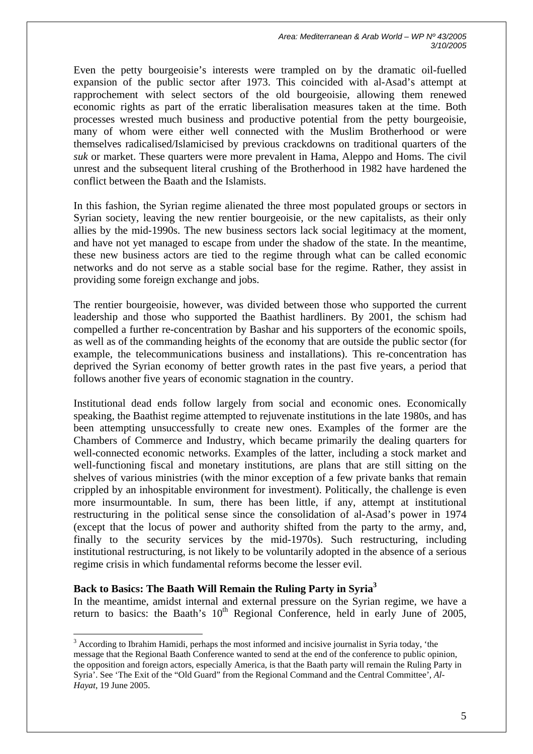Even the petty bourgeoisie's interests were trampled on by the dramatic oil-fuelled expansion of the public sector after 1973. This coincided with al-Asad's attempt at rapprochement with select sectors of the old bourgeoisie, allowing them renewed economic rights as part of the erratic liberalisation measures taken at the time. Both processes wrested much business and productive potential from the petty bourgeoisie, many of whom were either well connected with the Muslim Brotherhood or were themselves radicalised/Islamicised by previous crackdowns on traditional quarters of the *suk* or market. These quarters were more prevalent in Hama, Aleppo and Homs. The civil unrest and the subsequent literal crushing of the Brotherhood in 1982 have hardened the conflict between the Baath and the Islamists.

In this fashion, the Syrian regime alienated the three most populated groups or sectors in Syrian society, leaving the new rentier bourgeoisie, or the new capitalists, as their only allies by the mid-1990s. The new business sectors lack social legitimacy at the moment, and have not yet managed to escape from under the shadow of the state. In the meantime, these new business actors are tied to the regime through what can be called economic networks and do not serve as a stable social base for the regime. Rather, they assist in providing some foreign exchange and jobs.

The rentier bourgeoisie, however, was divided between those who supported the current leadership and those who supported the Baathist hardliners. By 2001, the schism had compelled a further re-concentration by Bashar and his supporters of the economic spoils, as well as of the commanding heights of the economy that are outside the public sector (for example, the telecommunications business and installations). This re-concentration has deprived the Syrian economy of better growth rates in the past five years, a period that follows another five years of economic stagnation in the country.

Institutional dead ends follow largely from social and economic ones. Economically speaking, the Baathist regime attempted to rejuvenate institutions in the late 1980s, and has been attempting unsuccessfully to create new ones. Examples of the former are the Chambers of Commerce and Industry, which became primarily the dealing quarters for well-connected economic networks. Examples of the latter, including a stock market and well-functioning fiscal and monetary institutions, are plans that are still sitting on the shelves of various ministries (with the minor exception of a few private banks that remain crippled by an inhospitable environment for investment). Politically, the challenge is even more insurmountable. In sum, there has been little, if any, attempt at institutional restructuring in the political sense since the consolidation of al-Asad's power in 1974 (except that the locus of power and authority shifted from the party to the army, and, finally to the security services by the mid-1970s). Such restructuring, including institutional restructuring, is not likely to be voluntarily adopted in the absence of a serious regime crisis in which fundamental reforms become the lesser evil.

**Back to Basics: The Baath Will Remain the Ruling Party in Syria[3]**

In the meantime, amidst internal and external pressure on the Syrian regime, we have a return to basics: the Baath's 10th Regional Conference, held in early June of 2005,

---

[3] According to Ibrahim Hamidi, perhaps the most informed and incisive journalist in Syria today, 'the message that the Regional Baath Conference wanted to send at the end of the conference to public opinion, the opposition and foreign actors, especially America, is that the Baath party will remain the Ruling Party in Syria'. See 'The Exit of the "Old Guard" from the Regional Command and the Central Committee', *Al-Hayat*, 19 June 2005.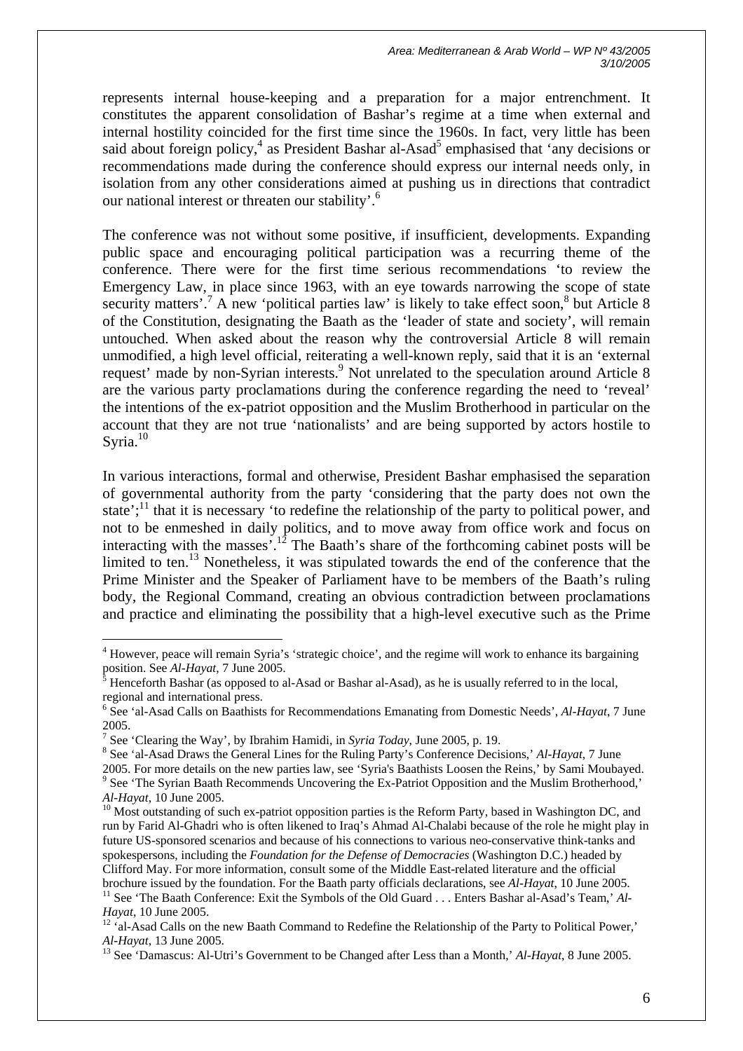represents internal house-keeping and a preparation for a major entrenchment. It constitutes the apparent consolidation of Bashar's regime at a time when external and internal hostility coincided for the first time since the 1960s. In fact, very little has been said about foreign policy,[4] as President Bashar al-Asad[5] emphasised that 'any decisions or recommendations made during the conference should express our internal needs only, in isolation from any other considerations aimed at pushing us in directions that contradict our national interest or threaten our stability'.[6]

The conference was not without some positive, if insufficient, developments. Expanding public space and encouraging political participation was a recurring theme of the conference. There were for the first time serious recommendations 'to review the Emergency Law, in place since 1963, with an eye towards narrowing the scope of state security matters'.[7] A new 'political parties law' is likely to take effect soon,[8] but Article 8 of the Constitution, designating the Baath as the 'leader of state and society', will remain untouched. When asked about the reason why the controversial Article 8 will remain unmodified, a high level official, reiterating a well-known reply, said that it is an 'external request' made by non-Syrian interests.[9] Not unrelated to the speculation around Article 8 are the various party proclamations during the conference regarding the need to 'reveal' the intentions of the ex-patriot opposition and the Muslim Brotherhood in particular on the account that they are not true 'nationalists' and are being supported by actors hostile to Syria.[10]

In various interactions, formal and otherwise, President Bashar emphasised the separation of governmental authority from the party 'considering that the party does not own the state';[11] that it is necessary 'to redefine the relationship of the party to political power, and not to be enmeshed in daily politics, and to move away from office work and focus on interacting with the masses'.[12] The Baath's share of the forthcoming cabinet posts will be limited to ten.[13] Nonetheless, it was stipulated towards the end of the conference that the Prime Minister and the Speaker of Parliament have to be members of the Baath's ruling body, the Regional Command, creating an obvious contradiction between proclamations and practice and eliminating the possibility that a high-level executive such as the Prime

---

[4] However, peace will remain Syria's 'strategic choice', and the regime will work to enhance its bargaining position. See *Al-Hayat*, 7 June 2005.

[5] Henceforth Bashar (as opposed to al-Asad or Bashar al-Asad), as he is usually referred to in the local, regional and international press.

[6] See 'al-Asad Calls on Baathists for Recommendations Emanating from Domestic Needs', *Al-Hayat*, 7 June 2005.

[7] See 'Clearing the Way', by Ibrahim Hamidi, in *Syria Today*, June 2005, p. 19.

[8] See 'al-Asad Draws the General Lines for the Ruling Party's Conference Decisions,' *Al-Hayat*, 7 June 2005. For more details on the new parties law, see 'Syria's Baathists Loosen the Reins,' by Sami Moubayed.

[9] See 'The Syrian Baath Recommends Uncovering the Ex-Patriot Opposition and the Muslim Brotherhood,' *Al-Hayat*, 10 June 2005.

[10] Most outstanding of such ex-patriot opposition parties is the Reform Party, based in Washington DC, and run by Farid Al-Ghadri who is often likened to Iraq's Ahmad Al-Chalabi because of the role he might play in future US-sponsored scenarios and because of his connections to various neo-conservative think-tanks and spokespersons, including the *Foundation for the Defense of Democracies* (Washington D.C.) headed by Clifford May. For more information, consult some of the Middle East-related literature and the official brochure issued by the foundation. For the Baath party officials declarations, see *Al-Hayat*, 10 June 2005.

[11] See 'The Baath Conference: Exit the Symbols of the Old Guard . . . Enters Bashar al-Asad's Team,' *Al-Hayat*, 10 June 2005.

[12] 'al-Asad Calls on the new Baath Command to Redefine the Relationship of the Party to Political Power,' *Al-Hayat*, 13 June 2005.

[13] See 'Damascus: Al-Utri's Government to be Changed after Less than a Month,' *Al-Hayat*, 8 June 2005.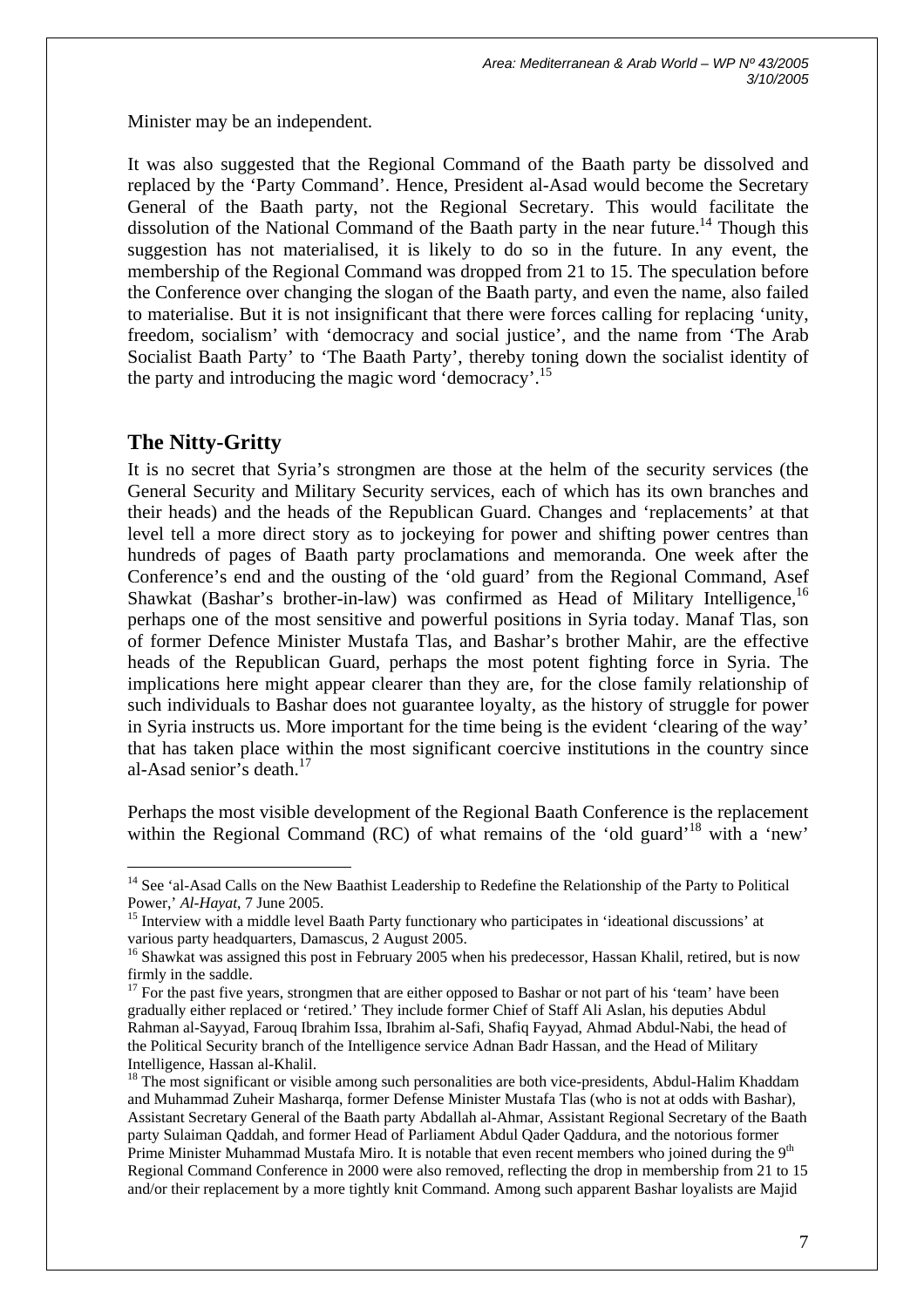Minister may be an independent.

It was also suggested that the Regional Command of the Baath party be dissolved and replaced by the 'Party Command'. Hence, President al-Asad would become the Secretary General of the Baath party, not the Regional Secretary. This would facilitate the dissolution of the National Command of the Baath party in the near future.[14] Though this suggestion has not materialised, it is likely to do so in the future. In any event, the membership of the Regional Command was dropped from 21 to 15. The speculation before the Conference over changing the slogan of the Baath party, and even the name, also failed to materialise. But it is not insignificant that there were forces calling for replacing 'unity, freedom, socialism' with 'democracy and social justice', and the name from 'The Arab Socialist Baath Party' to 'The Baath Party', thereby toning down the socialist identity of the party and introducing the magic word 'democracy'.[15]

## The Nitty-Gritty

It is no secret that Syria's strongmen are those at the helm of the security services (the General Security and Military Security services, each of which has its own branches and their heads) and the heads of the Republican Guard. Changes and 'replacements' at that level tell a more direct story as to jockeying for power and shifting power centres than hundreds of pages of Baath party proclamations and memoranda. One week after the Conference's end and the ousting of the 'old guard' from the Regional Command, Asef Shawkat (Bashar's brother-in-law) was confirmed as Head of Military Intelligence,[16] perhaps one of the most sensitive and powerful positions in Syria today. Manaf Tlas, son of former Defence Minister Mustafa Tlas, and Bashar's brother Mahir, are the effective heads of the Republican Guard, perhaps the most potent fighting force in Syria. The implications here might appear clearer than they are, for the close family relationship of such individuals to Bashar does not guarantee loyalty, as the history of struggle for power in Syria instructs us. More important for the time being is the evident 'clearing of the way' that has taken place within the most significant coercive institutions in the country since al-Asad senior's death.[17]

Perhaps the most visible development of the Regional Baath Conference is the replacement within the Regional Command (RC) of what remains of the 'old guard'[18] with a 'new'

---

[14] See 'al-Asad Calls on the New Baathist Leadership to Redefine the Relationship of the Party to Political Power,' *Al-Hayat*, 7 June 2005.

[15] Interview with a middle level Baath Party functionary who participates in 'ideational discussions' at various party headquarters, Damascus, 2 August 2005.

[16] Shawkat was assigned this post in February 2005 when his predecessor, Hassan Khalil, retired, but is now firmly in the saddle.

[17] For the past five years, strongmen that are either opposed to Bashar or not part of his 'team' have been gradually either replaced or 'retired.' They include former Chief of Staff Ali Aslan, his deputies Abdul Rahman al-Sayyad, Farouq Ibrahim Issa, Ibrahim al-Safi, Shafiq Fayyad, Ahmad Abdul-Nabi, the head of the Political Security branch of the Intelligence service Adnan Badr Hassan, and the Head of Military Intelligence, Hassan al-Khalil.

[18] The most significant or visible among such personalities are both vice-presidents, Abdul-Halim Khaddam and Muhammad Zuheir Masharqa, former Defense Minister Mustafa Tlas (who is not at odds with Bashar), Assistant Secretary General of the Baath party Abdallah al-Ahmar, Assistant Regional Secretary of the Baath party Sulaiman Qaddah, and former Head of Parliament Abdul Qader Qaddura, and the notorious former Prime Minister Muhammad Mustafa Miro. It is notable that even recent members who joined during the 9th Regional Command Conference in 2000 were also removed, reflecting the drop in membership from 21 to 15 and/or their replacement by a more tightly knit Command. Among such apparent Bashar loyalists are Majid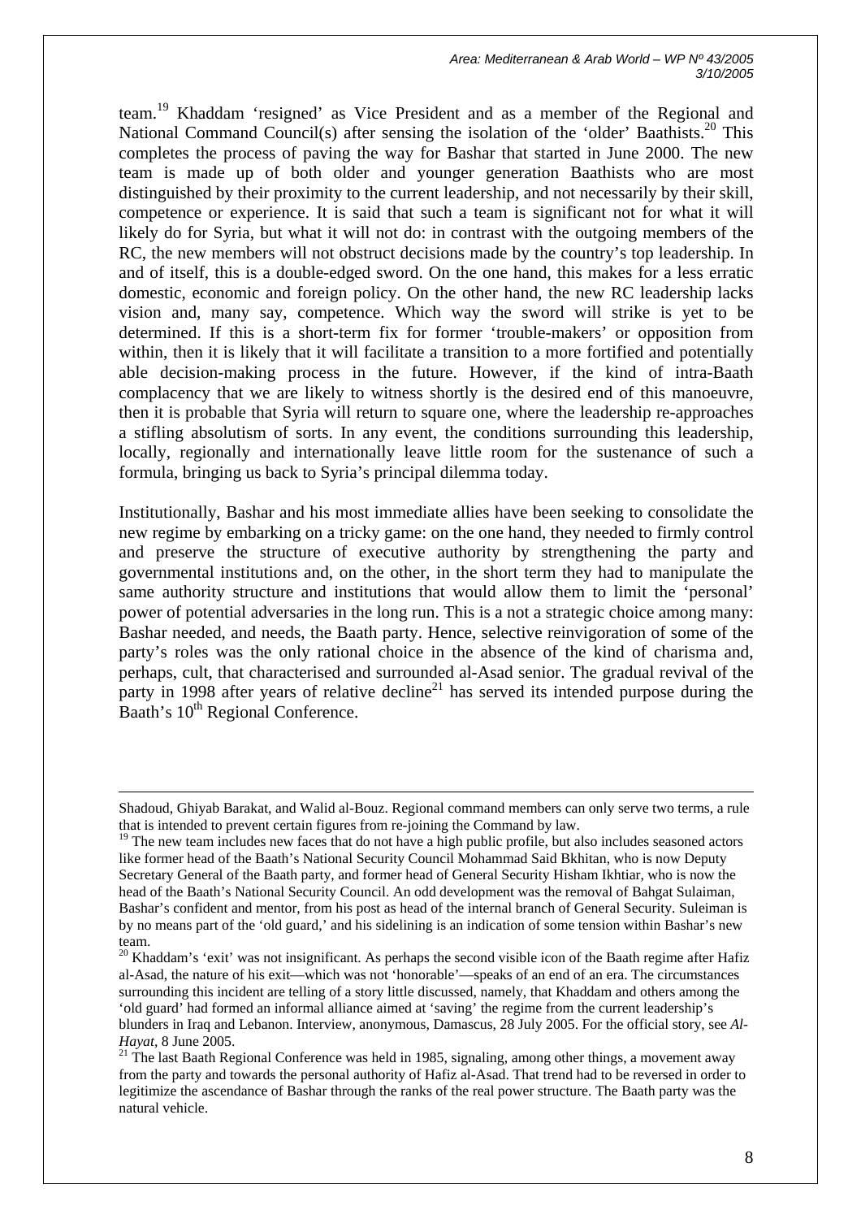team.[19] Khaddam 'resigned' as Vice President and as a member of the Regional and National Command Council(s) after sensing the isolation of the 'older' Baathists.[20] This completes the process of paving the way for Bashar that started in June 2000. The new team is made up of both older and younger generation Baathists who are most distinguished by their proximity to the current leadership, and not necessarily by their skill, competence or experience. It is said that such a team is significant not for what it will likely do for Syria, but what it will not do: in contrast with the outgoing members of the RC, the new members will not obstruct decisions made by the country's top leadership. In and of itself, this is a double-edged sword. On the one hand, this makes for a less erratic domestic, economic and foreign policy. On the other hand, the new RC leadership lacks vision and, many say, competence. Which way the sword will strike is yet to be determined. If this is a short-term fix for former 'trouble-makers' or opposition from within, then it is likely that it will facilitate a transition to a more fortified and potentially able decision-making process in the future. However, if the kind of intra-Baath complacency that we are likely to witness shortly is the desired end of this manoeuvre, then it is probable that Syria will return to square one, where the leadership re-approaches a stifling absolutism of sorts. In any event, the conditions surrounding this leadership, locally, regionally and internationally leave little room for the sustenance of such a formula, bringing us back to Syria's principal dilemma today.

Institutionally, Bashar and his most immediate allies have been seeking to consolidate the new regime by embarking on a tricky game: on the one hand, they needed to firmly control and preserve the structure of executive authority by strengthening the party and governmental institutions and, on the other, in the short term they had to manipulate the same authority structure and institutions that would allow them to limit the 'personal' power of potential adversaries in the long run. This is a not a strategic choice among many: Bashar needed, and needs, the Baath party. Hence, selective reinvigoration of some of the party's roles was the only rational choice in the absence of the kind of charisma and, perhaps, cult, that characterised and surrounded al-Asad senior. The gradual revival of the party in 1998 after years of relative decline[21] has served its intended purpose during the Baath's 10th Regional Conference.

---

Shadoud, Ghiyab Barakat, and Walid al-Bouz. Regional command members can only serve two terms, a rule that is intended to prevent certain figures from re-joining the Command by law.

[19] The new team includes new faces that do not have a high public profile, but also includes seasoned actors like former head of the Baath's National Security Council Mohammad Said Bkhitan, who is now Deputy Secretary General of the Baath party, and former head of General Security Hisham Ikhtiar, who is now the head of the Baath's National Security Council. An odd development was the removal of Bahgat Sulaiman, Bashar's confident and mentor, from his post as head of the internal branch of General Security. Suleiman is by no means part of the 'old guard,' and his sidelining is an indication of some tension within Bashar's new team.

[20] Khaddam's 'exit' was not insignificant. As perhaps the second visible icon of the Baath regime after Hafiz al-Asad, the nature of his exit—which was not 'honorable'—speaks of an end of an era. The circumstances surrounding this incident are telling of a story little discussed, namely, that Khaddam and others among the 'old guard' had formed an informal alliance aimed at 'saving' the regime from the current leadership's blunders in Iraq and Lebanon. Interview, anonymous, Damascus, 28 July 2005. For the official story, see *Al-Hayat*, 8 June 2005.

[21] The last Baath Regional Conference was held in 1985, signaling, among other things, a movement away from the party and towards the personal authority of Hafiz al-Asad. That trend had to be reversed in order to legitimize the ascendance of Bashar through the ranks of the real power structure. The Baath party was the natural vehicle.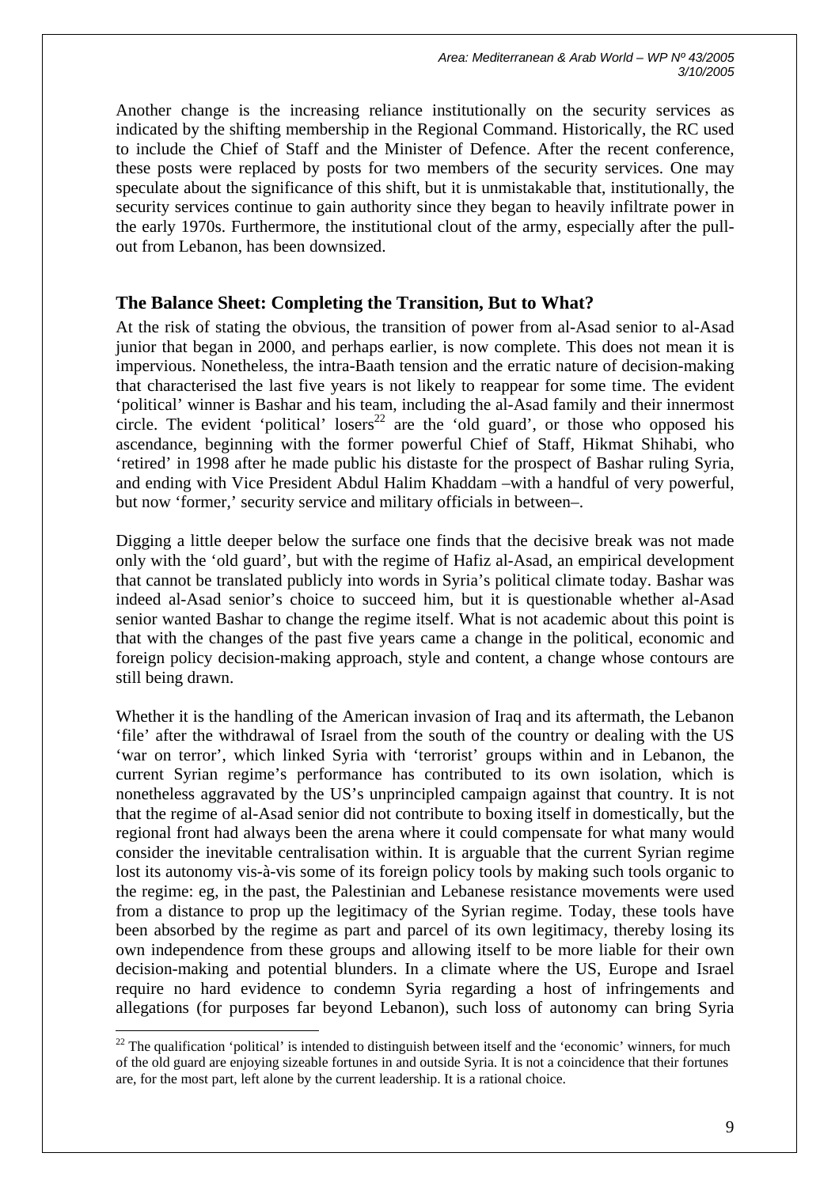Another change is the increasing reliance institutionally on the security services as indicated by the shifting membership in the Regional Command. Historically, the RC used to include the Chief of Staff and the Minister of Defence. After the recent conference, these posts were replaced by posts for two members of the security services. One may speculate about the significance of this shift, but it is unmistakable that, institutionally, the security services continue to gain authority since they began to heavily infiltrate power in the early 1970s. Furthermore, the institutional clout of the army, especially after the pull-out from Lebanon, has been downsized.

## The Balance Sheet: Completing the Transition, But to What?

At the risk of stating the obvious, the transition of power from al-Asad senior to al-Asad junior that began in 2000, and perhaps earlier, is now complete. This does not mean it is impervious. Nonetheless, the intra-Baath tension and the erratic nature of decision-making that characterised the last five years is not likely to reappear for some time. The evident 'political' winner is Bashar and his team, including the al-Asad family and their innermost circle. The evident 'political' losers[22] are the 'old guard', or those who opposed his ascendance, beginning with the former powerful Chief of Staff, Hikmat Shihabi, who 'retired' in 1998 after he made public his distaste for the prospect of Bashar ruling Syria, and ending with Vice President Abdul Halim Khaddam –with a handful of very powerful, but now 'former,' security service and military officials in between–.

Digging a little deeper below the surface one finds that the decisive break was not made only with the 'old guard', but with the regime of Hafiz al-Asad, an empirical development that cannot be translated publicly into words in Syria's political climate today. Bashar was indeed al-Asad senior's choice to succeed him, but it is questionable whether al-Asad senior wanted Bashar to change the regime itself. What is not academic about this point is that with the changes of the past five years came a change in the political, economic and foreign policy decision-making approach, style and content, a change whose contours are still being drawn.

Whether it is the handling of the American invasion of Iraq and its aftermath, the Lebanon 'file' after the withdrawal of Israel from the south of the country or dealing with the US 'war on terror', which linked Syria with 'terrorist' groups within and in Lebanon, the current Syrian regime's performance has contributed to its own isolation, which is nonetheless aggravated by the US's unprincipled campaign against that country. It is not that the regime of al-Asad senior did not contribute to boxing itself in domestically, but the regional front had always been the arena where it could compensate for what many would consider the inevitable centralisation within. It is arguable that the current Syrian regime lost its autonomy vis-à-vis some of its foreign policy tools by making such tools organic to the regime: eg, in the past, the Palestinian and Lebanese resistance movements were used from a distance to prop up the legitimacy of the Syrian regime. Today, these tools have been absorbed by the regime as part and parcel of its own legitimacy, thereby losing its own independence from these groups and allowing itself to be more liable for their own decision-making and potential blunders. In a climate where the US, Europe and Israel require no hard evidence to condemn Syria regarding a host of infringements and allegations (for purposes far beyond Lebanon), such loss of autonomy can bring Syria

---

[22] The qualification 'political' is intended to distinguish between itself and the 'economic' winners, for much of the old guard are enjoying sizeable fortunes in and outside Syria. It is not a coincidence that their fortunes are, for the most part, left alone by the current leadership. It is a rational choice.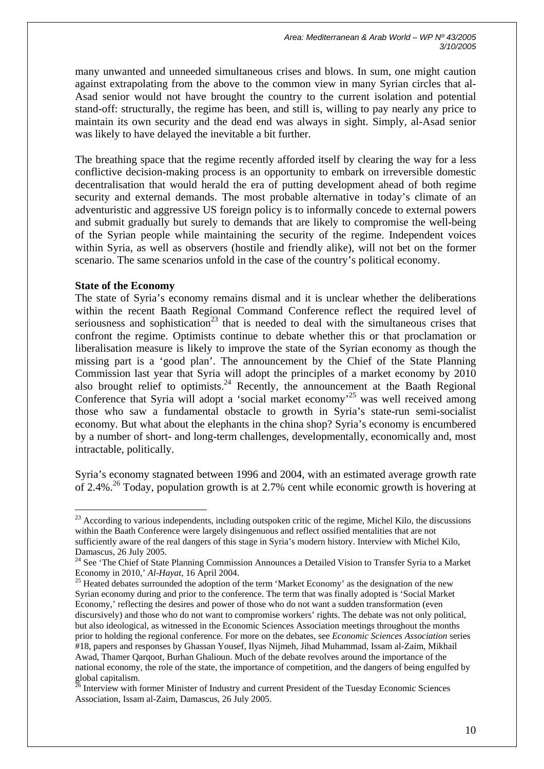many unwanted and unneeded simultaneous crises and blows. In sum, one might caution against extrapolating from the above to the common view in many Syrian circles that al-Asad senior would not have brought the country to the current isolation and potential stand-off: structurally, the regime has been, and still is, willing to pay nearly any price to maintain its own security and the dead end was always in sight. Simply, al-Asad senior was likely to have delayed the inevitable a bit further.

The breathing space that the regime recently afforded itself by clearing the way for a less conflictive decision-making process is an opportunity to embark on irreversible domestic decentralisation that would herald the era of putting development ahead of both regime security and external demands. The most probable alternative in today's climate of an adventuristic and aggressive US foreign policy is to informally concede to external powers and submit gradually but surely to demands that are likely to compromise the well-being of the Syrian people while maintaining the security of the regime. Independent voices within Syria, as well as observers (hostile and friendly alike), will not bet on the former scenario. The same scenarios unfold in the case of the country's political economy.

**State of the Economy**

The state of Syria's economy remains dismal and it is unclear whether the deliberations within the recent Baath Regional Command Conference reflect the required level of seriousness and sophistication[23] that is needed to deal with the simultaneous crises that confront the regime. Optimists continue to debate whether this or that proclamation or liberalisation measure is likely to improve the state of the Syrian economy as though the missing part is a 'good plan'. The announcement by the Chief of the State Planning Commission last year that Syria will adopt the principles of a market economy by 2010 also brought relief to optimists.[24] Recently, the announcement at the Baath Regional Conference that Syria will adopt a 'social market economy'[25] was well received among those who saw a fundamental obstacle to growth in Syria's state-run semi-socialist economy. But what about the elephants in the china shop? Syria's economy is encumbered by a number of short- and long-term challenges, developmentally, economically and, most intractable, politically.

Syria's economy stagnated between 1996 and 2004, with an estimated average growth rate of 2.4%.[26] Today, population growth is at 2.7% cent while economic growth is hovering at

---

[23] According to various independents, including outspoken critic of the regime, Michel Kilo, the discussions within the Baath Conference were largely disingenuous and reflect ossified mentalities that are not sufficiently aware of the real dangers of this stage in Syria's modern history. Interview with Michel Kilo, Damascus, 26 July 2005.

[24] See 'The Chief of State Planning Commission Announces a Detailed Vision to Transfer Syria to a Market Economy in 2010,' *Al-Hayat*, 16 April 2004.

[25] Heated debates surrounded the adoption of the term 'Market Economy' as the designation of the new Syrian economy during and prior to the conference. The term that was finally adopted is 'Social Market Economy,' reflecting the desires and power of those who do not want a sudden transformation (even discursively) and those who do not want to compromise workers' rights. The debate was not only political, but also ideological, as witnessed in the Economic Sciences Association meetings throughout the months prior to holding the regional conference. For more on the debates, see *Economic Sciences Association* series #18, papers and responses by Ghassan Yousef, Ilyas Nijmeh, Jihad Muhammad, Issam al-Zaim, Mikhail Awad, Thamer Qarqoot, Burhan Ghalioun. Much of the debate revolves around the importance of the national economy, the role of the state, the importance of competition, and the dangers of being engulfed by global capitalism.

[26] Interview with former Minister of Industry and current President of the Tuesday Economic Sciences Association, Issam al-Zaim, Damascus, 26 July 2005.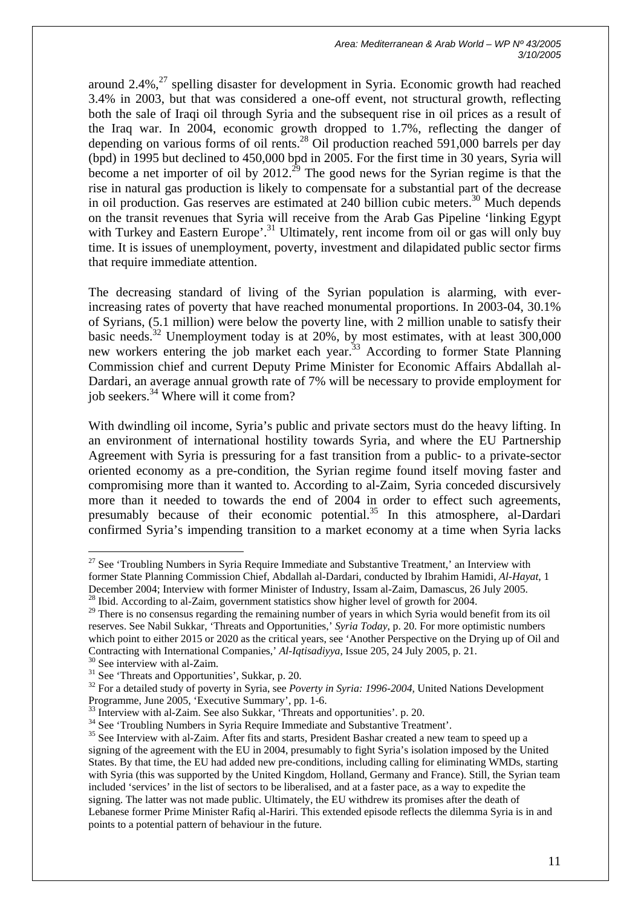around 2.4%,[27] spelling disaster for development in Syria. Economic growth had reached 3.4% in 2003, but that was considered a one-off event, not structural growth, reflecting both the sale of Iraqi oil through Syria and the subsequent rise in oil prices as a result of the Iraq war. In 2004, economic growth dropped to 1.7%, reflecting the danger of depending on various forms of oil rents.[28] Oil production reached 591,000 barrels per day (bpd) in 1995 but declined to 450,000 bpd in 2005. For the first time in 30 years, Syria will become a net importer of oil by 2012.[29] The good news for the Syrian regime is that the rise in natural gas production is likely to compensate for a substantial part of the decrease in oil production. Gas reserves are estimated at 240 billion cubic meters.[30] Much depends on the transit revenues that Syria will receive from the Arab Gas Pipeline 'linking Egypt with Turkey and Eastern Europe'.[31] Ultimately, rent income from oil or gas will only buy time. It is issues of unemployment, poverty, investment and dilapidated public sector firms that require immediate attention.

The decreasing standard of living of the Syrian population is alarming, with ever-increasing rates of poverty that have reached monumental proportions. In 2003-04, 30.1% of Syrians, (5.1 million) were below the poverty line, with 2 million unable to satisfy their basic needs.[32] Unemployment today is at 20%, by most estimates, with at least 300,000 new workers entering the job market each year.[33] According to former State Planning Commission chief and current Deputy Prime Minister for Economic Affairs Abdallah al-Dardari, an average annual growth rate of 7% will be necessary to provide employment for job seekers.[34] Where will it come from?

With dwindling oil income, Syria's public and private sectors must do the heavy lifting. In an environment of international hostility towards Syria, and where the EU Partnership Agreement with Syria is pressuring for a fast transition from a public- to a private-sector oriented economy as a pre-condition, the Syrian regime found itself moving faster and compromising more than it wanted to. According to al-Zaim, Syria conceded discursively more than it needed to towards the end of 2004 in order to effect such agreements, presumably because of their economic potential.[35] In this atmosphere, al-Dardari confirmed Syria's impending transition to a market economy at a time when Syria lacks

---

[27] See 'Troubling Numbers in Syria Require Immediate and Substantive Treatment,' an Interview with former State Planning Commission Chief, Abdallah al-Dardari, conducted by Ibrahim Hamidi, *Al-Hayat*, 1 December 2004; Interview with former Minister of Industry, Issam al-Zaim, Damascus, 26 July 2005.

[28] Ibid. According to al-Zaim, government statistics show higher level of growth for 2004.

[29] There is no consensus regarding the remaining number of years in which Syria would benefit from its oil reserves. See Nabil Sukkar, 'Threats and Opportunities,' *Syria Today*, p. 20. For more optimistic numbers which point to either 2015 or 2020 as the critical years, see 'Another Perspective on the Drying up of Oil and Contracting with International Companies,' *Al-Iqtisadiyya*, Issue 205, 24 July 2005, p. 21.

[30] See interview with al-Zaim.

[31] See 'Threats and Opportunities', Sukkar, p. 20.

[32] For a detailed study of poverty in Syria, see *Poverty in Syria: 1996-2004*, United Nations Development Programme, June 2005, 'Executive Summary', pp. 1-6.

[33] Interview with al-Zaim. See also Sukkar, 'Threats and opportunities'. p. 20.

[34] See 'Troubling Numbers in Syria Require Immediate and Substantive Treatment'.

[35] See Interview with al-Zaim. After fits and starts, President Bashar created a new team to speed up a signing of the agreement with the EU in 2004, presumably to fight Syria's isolation imposed by the United States. By that time, the EU had added new pre-conditions, including calling for eliminating WMDs, starting with Syria (this was supported by the United Kingdom, Holland, Germany and France). Still, the Syrian team included 'services' in the list of sectors to be liberalised, and at a faster pace, as a way to expedite the signing. The latter was not made public. Ultimately, the EU withdrew its promises after the death of Lebanese former Prime Minister Rafiq al-Hariri. This extended episode reflects the dilemma Syria is in and points to a potential pattern of behaviour in the future.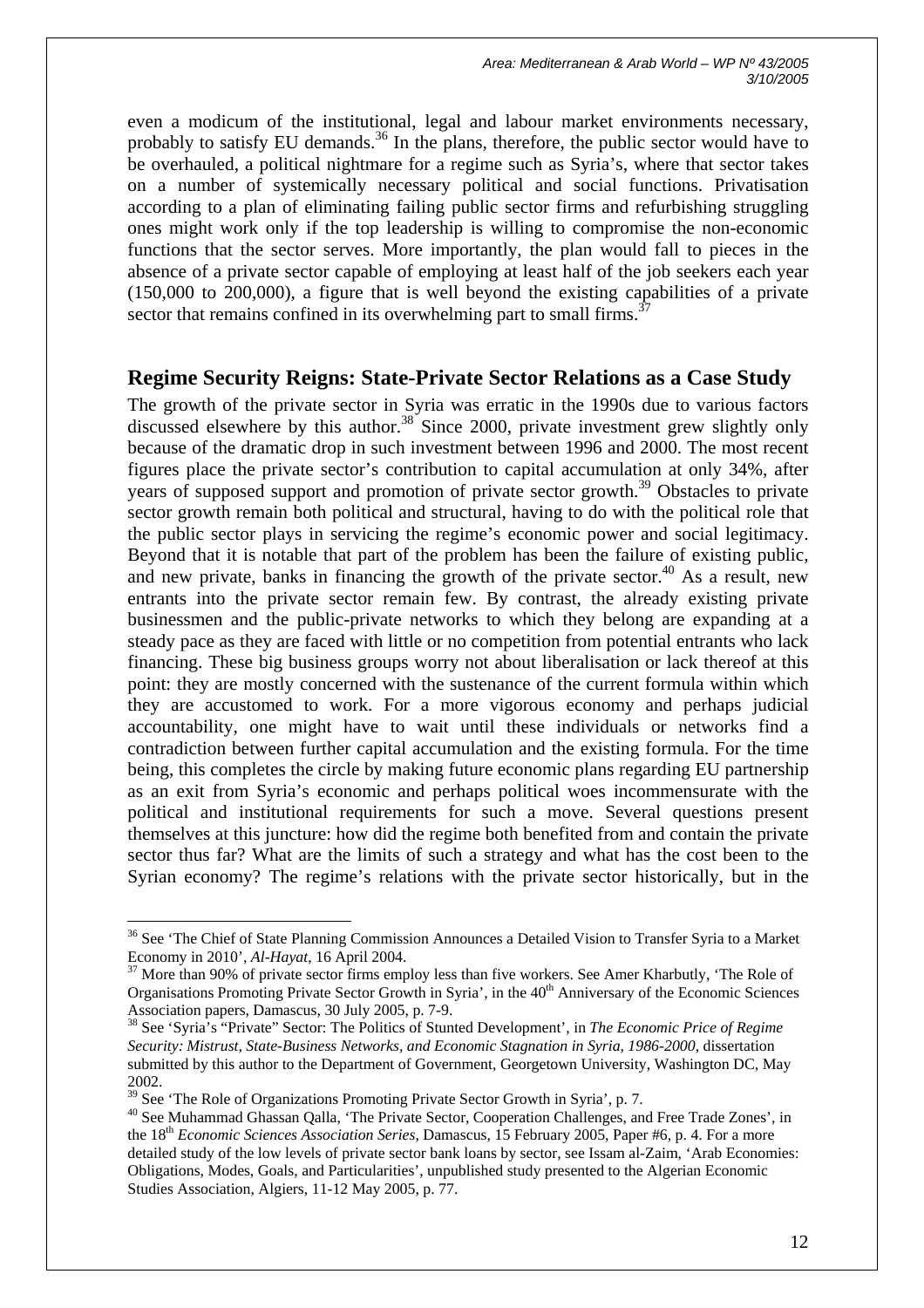even a modicum of the institutional, legal and labour market environments necessary, probably to satisfy EU demands.[36] In the plans, therefore, the public sector would have to be overhauled, a political nightmare for a regime such as Syria's, where that sector takes on a number of systemically necessary political and social functions. Privatisation according to a plan of eliminating failing public sector firms and refurbishing struggling ones might work only if the top leadership is willing to compromise the non-economic functions that the sector serves. More importantly, the plan would fall to pieces in the absence of a private sector capable of employing at least half of the job seekers each year (150,000 to 200,000), a figure that is well beyond the existing capabilities of a private sector that remains confined in its overwhelming part to small firms.[37]

## Regime Security Reigns: State-Private Sector Relations as a Case Study

The growth of the private sector in Syria was erratic in the 1990s due to various factors discussed elsewhere by this author.[38] Since 2000, private investment grew slightly only because of the dramatic drop in such investment between 1996 and 2000. The most recent figures place the private sector's contribution to capital accumulation at only 34%, after years of supposed support and promotion of private sector growth.[39] Obstacles to private sector growth remain both political and structural, having to do with the political role that the public sector plays in servicing the regime's economic power and social legitimacy. Beyond that it is notable that part of the problem has been the failure of existing public, and new private, banks in financing the growth of the private sector.[40] As a result, new entrants into the private sector remain few. By contrast, the already existing private businessmen and the public-private networks to which they belong are expanding at a steady pace as they are faced with little or no competition from potential entrants who lack financing. These big business groups worry not about liberalisation or lack thereof at this point: they are mostly concerned with the sustenance of the current formula within which they are accustomed to work. For a more vigorous economy and perhaps judicial accountability, one might have to wait until these individuals or networks find a contradiction between further capital accumulation and the existing formula. For the time being, this completes the circle by making future economic plans regarding EU partnership as an exit from Syria's economic and perhaps political woes incommensurate with the political and institutional requirements for such a move. Several questions present themselves at this juncture: how did the regime both benefited from and contain the private sector thus far? What are the limits of such a strategy and what has the cost been to the Syrian economy? The regime's relations with the private sector historically, but in the

---

[36] See 'The Chief of State Planning Commission Announces a Detailed Vision to Transfer Syria to a Market Economy in 2010', *Al-Hayat*, 16 April 2004.

[37] More than 90% of private sector firms employ less than five workers. See Amer Kharbutly, 'The Role of Organisations Promoting Private Sector Growth in Syria', in the 40th Anniversary of the Economic Sciences Association papers, Damascus, 30 July 2005, p. 7-9.

[38] See 'Syria's "Private" Sector: The Politics of Stunted Development', in *The Economic Price of Regime Security: Mistrust, State-Business Networks, and Economic Stagnation in Syria, 1986-2000*, dissertation submitted by this author to the Department of Government, Georgetown University, Washington DC, May 2002.

[39] See 'The Role of Organizations Promoting Private Sector Growth in Syria', p. 7.

[40] See Muhammad Ghassan Qalla, 'The Private Sector, Cooperation Challenges, and Free Trade Zones', in the 18th *Economic Sciences Association Series*, Damascus, 15 February 2005, Paper #6, p. 4. For a more detailed study of the low levels of private sector bank loans by sector, see Issam al-Zaim, 'Arab Economies: Obligations, Modes, Goals, and Particularities', unpublished study presented to the Algerian Economic Studies Association, Algiers, 11-12 May 2005, p. 77.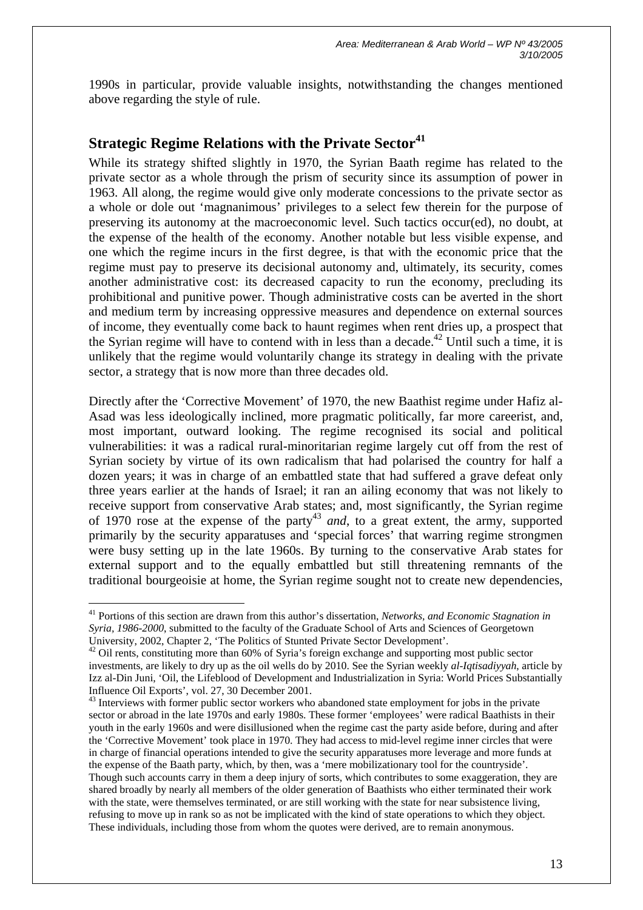1990s in particular, provide valuable insights, notwithstanding the changes mentioned above regarding the style of rule.

## Strategic Regime Relations with the Private Sector[41]

While its strategy shifted slightly in 1970, the Syrian Baath regime has related to the private sector as a whole through the prism of security since its assumption of power in 1963. All along, the regime would give only moderate concessions to the private sector as a whole or dole out 'magnanimous' privileges to a select few therein for the purpose of preserving its autonomy at the macroeconomic level. Such tactics occur(ed), no doubt, at the expense of the health of the economy. Another notable but less visible expense, and one which the regime incurs in the first degree, is that with the economic price that the regime must pay to preserve its decisional autonomy and, ultimately, its security, comes another administrative cost: its decreased capacity to run the economy, precluding its prohibitional and punitive power. Though administrative costs can be averted in the short and medium term by increasing oppressive measures and dependence on external sources of income, they eventually come back to haunt regimes when rent dries up, a prospect that the Syrian regime will have to contend with in less than a decade.[42] Until such a time, it is unlikely that the regime would voluntarily change its strategy in dealing with the private sector, a strategy that is now more than three decades old.

Directly after the 'Corrective Movement' of 1970, the new Baathist regime under Hafiz al-Asad was less ideologically inclined, more pragmatic politically, far more careerist, and, most important, outward looking. The regime recognised its social and political vulnerabilities: it was a radical rural-minoritarian regime largely cut off from the rest of Syrian society by virtue of its own radicalism that had polarised the country for half a dozen years; it was in charge of an embattled state that had suffered a grave defeat only three years earlier at the hands of Israel; it ran an ailing economy that was not likely to receive support from conservative Arab states; and, most significantly, the Syrian regime of 1970 rose at the expense of the party[43] *and*, to a great extent, the army, supported primarily by the security apparatuses and 'special forces' that warring regime strongmen were busy setting up in the late 1960s. By turning to the conservative Arab states for external support and to the equally embattled but still threatening remnants of the traditional bourgeoisie at home, the Syrian regime sought not to create new dependencies,

---

[41] Portions of this section are drawn from this author's dissertation, *Networks, and Economic Stagnation in Syria, 1986-2000*, submitted to the faculty of the Graduate School of Arts and Sciences of Georgetown University, 2002, Chapter 2, 'The Politics of Stunted Private Sector Development'.

[42] Oil rents, constituting more than 60% of Syria's foreign exchange and supporting most public sector investments, are likely to dry up as the oil wells do by 2010. See the Syrian weekly *al-Iqtisadiyyah*, article by Izz al-Din Juni, 'Oil, the Lifeblood of Development and Industrialization in Syria: World Prices Substantially Influence Oil Exports', vol. 27, 30 December 2001.

[43] Interviews with former public sector workers who abandoned state employment for jobs in the private sector or abroad in the late 1970s and early 1980s. These former 'employees' were radical Baathists in their youth in the early 1960s and were disillusioned when the regime cast the party aside before, during and after the 'Corrective Movement' took place in 1970. They had access to mid-level regime inner circles that were in charge of financial operations intended to give the security apparatuses more leverage and more funds at the expense of the Baath party, which, by then, was a 'mere mobilizationary tool for the countryside'. Though such accounts carry in them a deep injury of sorts, which contributes to some exaggeration, they are shared broadly by nearly all members of the older generation of Baathists who either terminated their work with the state, were themselves terminated, or are still working with the state for near subsistence living, refusing to move up in rank so as not be implicated with the kind of state operations to which they object. These individuals, including those from whom the quotes were derived, are to remain anonymous.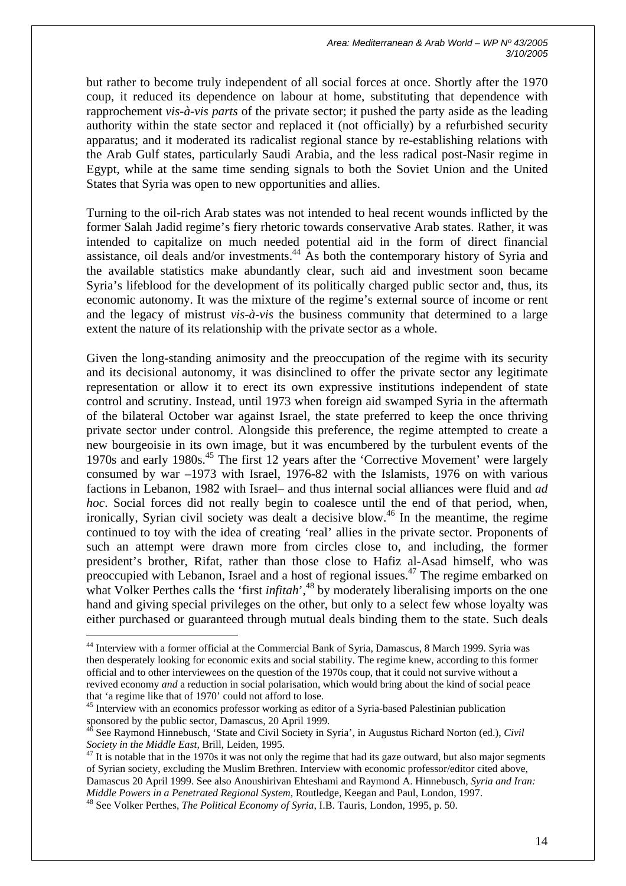but rather to become truly independent of all social forces at once. Shortly after the 1970 coup, it reduced its dependence on labour at home, substituting that dependence with rapprochement *vis-à-vis parts* of the private sector; it pushed the party aside as the leading authority within the state sector and replaced it (not officially) by a refurbished security apparatus; and it moderated its radicalist regional stance by re-establishing relations with the Arab Gulf states, particularly Saudi Arabia, and the less radical post-Nasir regime in Egypt, while at the same time sending signals to both the Soviet Union and the United States that Syria was open to new opportunities and allies.

Turning to the oil-rich Arab states was not intended to heal recent wounds inflicted by the former Salah Jadid regime's fiery rhetoric towards conservative Arab states. Rather, it was intended to capitalize on much needed potential aid in the form of direct financial assistance, oil deals and/or investments.[44] As both the contemporary history of Syria and the available statistics make abundantly clear, such aid and investment soon became Syria's lifeblood for the development of its politically charged public sector and, thus, its economic autonomy. It was the mixture of the regime's external source of income or rent and the legacy of mistrust *vis-à-vis* the business community that determined to a large extent the nature of its relationship with the private sector as a whole.

Given the long-standing animosity and the preoccupation of the regime with its security and its decisional autonomy, it was disinclined to offer the private sector any legitimate representation or allow it to erect its own expressive institutions independent of state control and scrutiny. Instead, until 1973 when foreign aid swamped Syria in the aftermath of the bilateral October war against Israel, the state preferred to keep the once thriving private sector under control. Alongside this preference, the regime attempted to create a new bourgeoisie in its own image, but it was encumbered by the turbulent events of the 1970s and early 1980s.[45] The first 12 years after the 'Corrective Movement' were largely consumed by war –1973 with Israel, 1976-82 with the Islamists, 1976 on with various factions in Lebanon, 1982 with Israel– and thus internal social alliances were fluid and *ad hoc*. Social forces did not really begin to coalesce until the end of that period, when, ironically, Syrian civil society was dealt a decisive blow.[46] In the meantime, the regime continued to toy with the idea of creating 'real' allies in the private sector. Proponents of such an attempt were drawn more from circles close to, and including, the former president's brother, Rifat, rather than those close to Hafiz al-Asad himself, who was preoccupied with Lebanon, Israel and a host of regional issues.[47] The regime embarked on what Volker Perthes calls the 'first *infitah*',[48] by moderately liberalising imports on the one hand and giving special privileges on the other, but only to a select few whose loyalty was either purchased or guaranteed through mutual deals binding them to the state. Such deals

---

[44] Interview with a former official at the Commercial Bank of Syria, Damascus, 8 March 1999. Syria was then desperately looking for economic exits and social stability. The regime knew, according to this former official and to other interviewees on the question of the 1970s coup, that it could not survive without a revived economy *and* a reduction in social polarisation, which would bring about the kind of social peace that 'a regime like that of 1970' could not afford to lose.

[45] Interview with an economics professor working as editor of a Syria-based Palestinian publication sponsored by the public sector, Damascus, 20 April 1999.

[46] See Raymond Hinnebusch, 'State and Civil Society in Syria', in Augustus Richard Norton (ed.), *Civil Society in the Middle East*, Brill, Leiden, 1995.

[47] It is notable that in the 1970s it was not only the regime that had its gaze outward, but also major segments of Syrian society, excluding the Muslim Brethren. Interview with economic professor/editor cited above, Damascus 20 April 1999. See also Anoushirivan Ehteshami and Raymond A. Hinnebusch, *Syria and Iran: Middle Powers in a Penetrated Regional System*, Routledge, Keegan and Paul, London, 1997.

[48] See Volker Perthes, *The Political Economy of Syria*, I.B. Tauris, London, 1995, p. 50.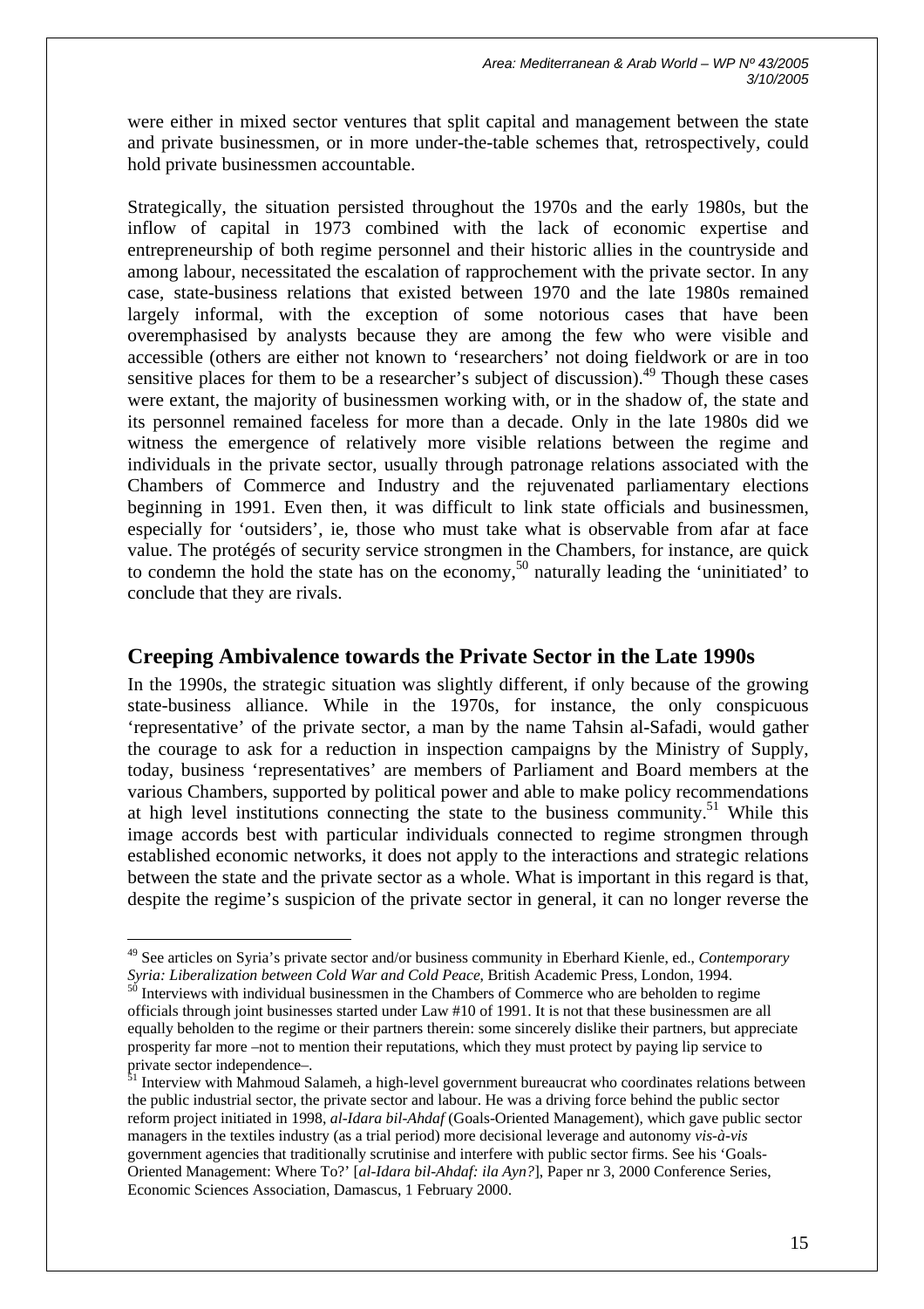were either in mixed sector ventures that split capital and management between the state and private businessmen, or in more under-the-table schemes that, retrospectively, could hold private businessmen accountable.

Strategically, the situation persisted throughout the 1970s and the early 1980s, but the inflow of capital in 1973 combined with the lack of economic expertise and entrepreneurship of both regime personnel and their historic allies in the countryside and among labour, necessitated the escalation of rapprochement with the private sector. In any case, state-business relations that existed between 1970 and the late 1980s remained largely informal, with the exception of some notorious cases that have been overemphasised by analysts because they are among the few who were visible and accessible (others are either not known to 'researchers' not doing fieldwork or are in too sensitive places for them to be a researcher's subject of discussion).[49] Though these cases were extant, the majority of businessmen working with, or in the shadow of, the state and its personnel remained faceless for more than a decade. Only in the late 1980s did we witness the emergence of relatively more visible relations between the regime and individuals in the private sector, usually through patronage relations associated with the Chambers of Commerce and Industry and the rejuvenated parliamentary elections beginning in 1991. Even then, it was difficult to link state officials and businessmen, especially for 'outsiders', ie, those who must take what is observable from afar at face value. The protégés of security service strongmen in the Chambers, for instance, are quick to condemn the hold the state has on the economy,[50] naturally leading the 'uninitiated' to conclude that they are rivals.

## Creeping Ambivalence towards the Private Sector in the Late 1990s

In the 1990s, the strategic situation was slightly different, if only because of the growing state-business alliance. While in the 1970s, for instance, the only conspicuous 'representative' of the private sector, a man by the name Tahsin al-Safadi, would gather the courage to ask for a reduction in inspection campaigns by the Ministry of Supply, today, business 'representatives' are members of Parliament and Board members at the various Chambers, supported by political power and able to make policy recommendations at high level institutions connecting the state to the business community.[51] While this image accords best with particular individuals connected to regime strongmen through established economic networks, it does not apply to the interactions and strategic relations between the state and the private sector as a whole. What is important in this regard is that, despite the regime's suspicion of the private sector in general, it can no longer reverse the

---

[49] See articles on Syria's private sector and/or business community in Eberhard Kienle, ed., *Contemporary Syria: Liberalization between Cold War and Cold Peace*, British Academic Press, London, 1994.

[50] Interviews with individual businessmen in the Chambers of Commerce who are beholden to regime officials through joint businesses started under Law #10 of 1991. It is not that these businessmen are all equally beholden to the regime or their partners therein: some sincerely dislike their partners, but appreciate prosperity far more –not to mention their reputations, which they must protect by paying lip service to private sector independence–.

[51] Interview with Mahmoud Salameh, a high-level government bureaucrat who coordinates relations between the public industrial sector, the private sector and labour. He was a driving force behind the public sector reform project initiated in 1998, *al-Idara bil-Ahdaf* (Goals-Oriented Management), which gave public sector managers in the textiles industry (as a trial period) more decisional leverage and autonomy *vis-à-vis* government agencies that traditionally scrutinise and interfere with public sector firms. See his 'Goals-Oriented Management: Where To?' [*al-Idara bil-Ahdaf: ila Ayn?*], Paper nr 3, 2000 Conference Series, Economic Sciences Association, Damascus, 1 February 2000.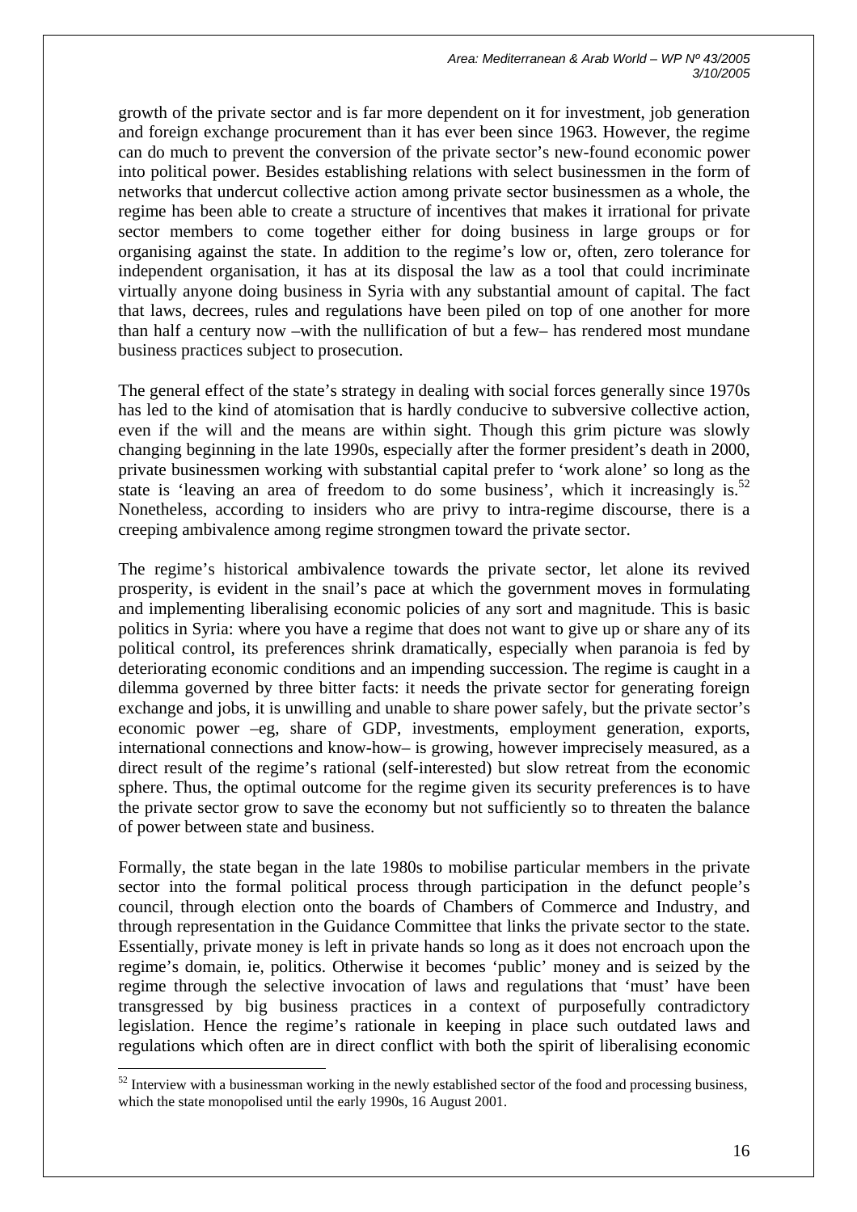growth of the private sector and is far more dependent on it for investment, job generation and foreign exchange procurement than it has ever been since 1963. However, the regime can do much to prevent the conversion of the private sector's new-found economic power into political power. Besides establishing relations with select businessmen in the form of networks that undercut collective action among private sector businessmen as a whole, the regime has been able to create a structure of incentives that makes it irrational for private sector members to come together either for doing business in large groups or for organising against the state. In addition to the regime's low or, often, zero tolerance for independent organisation, it has at its disposal the law as a tool that could incriminate virtually anyone doing business in Syria with any substantial amount of capital. The fact that laws, decrees, rules and regulations have been piled on top of one another for more than half a century now –with the nullification of but a few– has rendered most mundane business practices subject to prosecution.

The general effect of the state's strategy in dealing with social forces generally since 1970s has led to the kind of atomisation that is hardly conducive to subversive collective action, even if the will and the means are within sight. Though this grim picture was slowly changing beginning in the late 1990s, especially after the former president's death in 2000, private businessmen working with substantial capital prefer to 'work alone' so long as the state is 'leaving an area of freedom to do some business', which it increasingly is.[52] Nonetheless, according to insiders who are privy to intra-regime discourse, there is a creeping ambivalence among regime strongmen toward the private sector.

The regime's historical ambivalence towards the private sector, let alone its revived prosperity, is evident in the snail's pace at which the government moves in formulating and implementing liberalising economic policies of any sort and magnitude. This is basic politics in Syria: where you have a regime that does not want to give up or share any of its political control, its preferences shrink dramatically, especially when paranoia is fed by deteriorating economic conditions and an impending succession. The regime is caught in a dilemma governed by three bitter facts: it needs the private sector for generating foreign exchange and jobs, it is unwilling and unable to share power safely, but the private sector's economic power –eg, share of GDP, investments, employment generation, exports, international connections and know-how– is growing, however imprecisely measured, as a direct result of the regime's rational (self-interested) but slow retreat from the economic sphere. Thus, the optimal outcome for the regime given its security preferences is to have the private sector grow to save the economy but not sufficiently so to threaten the balance of power between state and business.

Formally, the state began in the late 1980s to mobilise particular members in the private sector into the formal political process through participation in the defunct people's council, through election onto the boards of Chambers of Commerce and Industry, and through representation in the Guidance Committee that links the private sector to the state. Essentially, private money is left in private hands so long as it does not encroach upon the regime's domain, ie, politics. Otherwise it becomes 'public' money and is seized by the regime through the selective invocation of laws and regulations that 'must' have been transgressed by big business practices in a context of purposefully contradictory legislation. Hence the regime's rationale in keeping in place such outdated laws and regulations which often are in direct conflict with both the spirit of liberalising economic

[52] Interview with a businessman working in the newly established sector of the food and processing business, which the state monopolised until the early 1990s, 16 August 2001.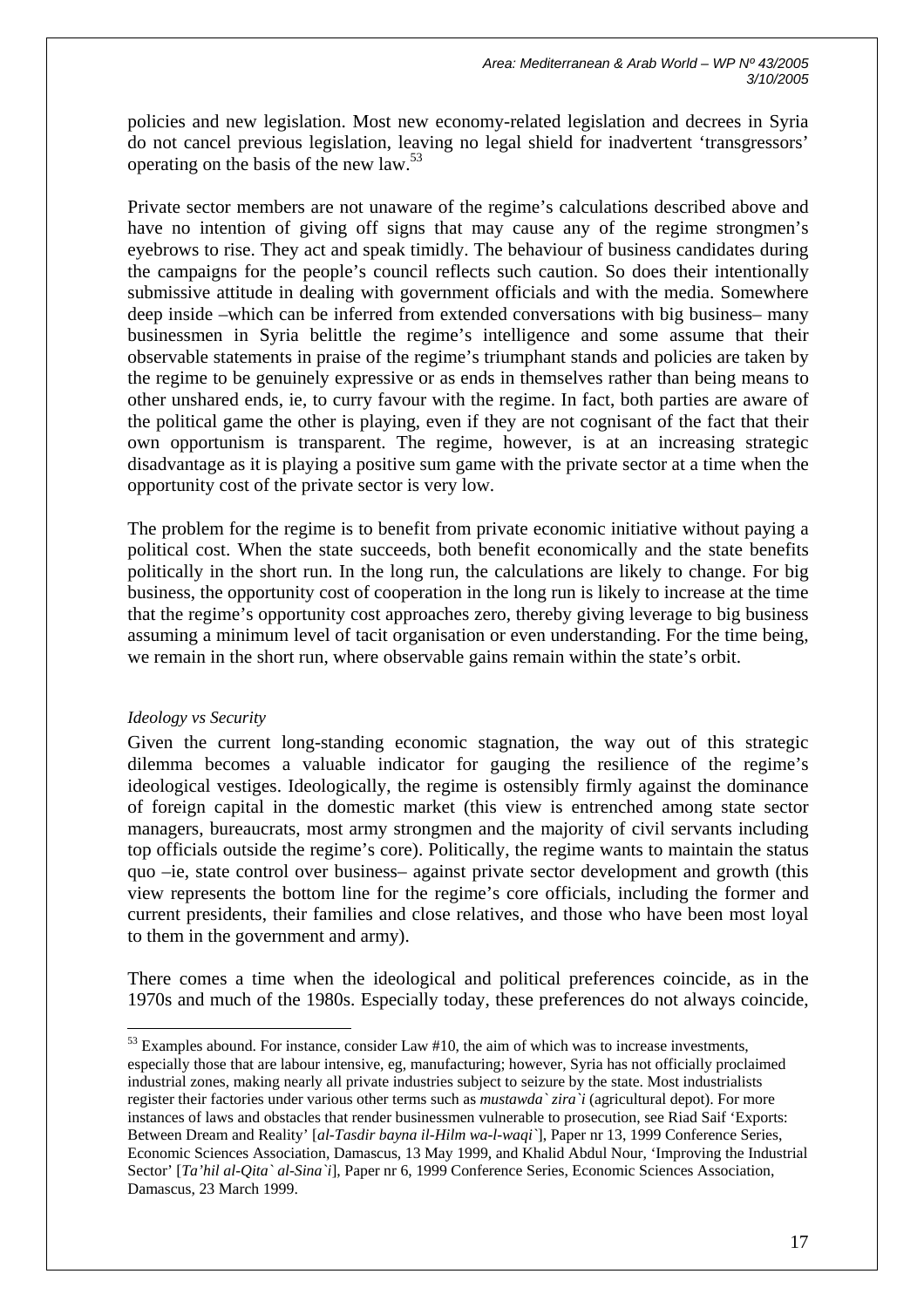policies and new legislation. Most new economy-related legislation and decrees in Syria do not cancel previous legislation, leaving no legal shield for inadvertent 'transgressors' operating on the basis of the new law.[53]

Private sector members are not unaware of the regime's calculations described above and have no intention of giving off signs that may cause any of the regime strongmen's eyebrows to rise. They act and speak timidly. The behaviour of business candidates during the campaigns for the people's council reflects such caution. So does their intentionally submissive attitude in dealing with government officials and with the media. Somewhere deep inside –which can be inferred from extended conversations with big business– many businessmen in Syria belittle the regime's intelligence and some assume that their observable statements in praise of the regime's triumphant stands and policies are taken by the regime to be genuinely expressive or as ends in themselves rather than being means to other unshared ends, ie, to curry favour with the regime. In fact, both parties are aware of the political game the other is playing, even if they are not cognisant of the fact that their own opportunism is transparent. The regime, however, is at an increasing strategic disadvantage as it is playing a positive sum game with the private sector at a time when the opportunity cost of the private sector is very low.

The problem for the regime is to benefit from private economic initiative without paying a political cost. When the state succeeds, both benefit economically and the state benefits politically in the short run. In the long run, the calculations are likely to change. For big business, the opportunity cost of cooperation in the long run is likely to increase at the time that the regime's opportunity cost approaches zero, thereby giving leverage to big business assuming a minimum level of tacit organisation or even understanding. For the time being, we remain in the short run, where observable gains remain within the state's orbit.

*Ideology vs Security*

Given the current long-standing economic stagnation, the way out of this strategic dilemma becomes a valuable indicator for gauging the resilience of the regime's ideological vestiges. Ideologically, the regime is ostensibly firmly against the dominance of foreign capital in the domestic market (this view is entrenched among state sector managers, bureaucrats, most army strongmen and the majority of civil servants including top officials outside the regime's core). Politically, the regime wants to maintain the status quo –ie, state control over business– against private sector development and growth (this view represents the bottom line for the regime's core officials, including the former and current presidents, their families and close relatives, and those who have been most loyal to them in the government and army).

There comes a time when the ideological and political preferences coincide, as in the 1970s and much of the 1980s. Especially today, these preferences do not always coincide,

---

[53] Examples abound. For instance, consider Law #10, the aim of which was to increase investments, especially those that are labour intensive, eg, manufacturing; however, Syria has not officially proclaimed industrial zones, making nearly all private industries subject to seizure by the state. Most industrialists register their factories under various other terms such as *mustawda` zira`i* (agricultural depot). For more instances of laws and obstacles that render businessmen vulnerable to prosecution, see Riad Saif 'Exports: Between Dream and Reality' [*al-Tasdir bayna il-Hilm wa-l-waqi`*], Paper nr 13, 1999 Conference Series, Economic Sciences Association, Damascus, 13 May 1999, and Khalid Abdul Nour, 'Improving the Industrial Sector' [*Ta'hil al-Qita` al-Sina`i*], Paper nr 6, 1999 Conference Series, Economic Sciences Association, Damascus, 23 March 1999.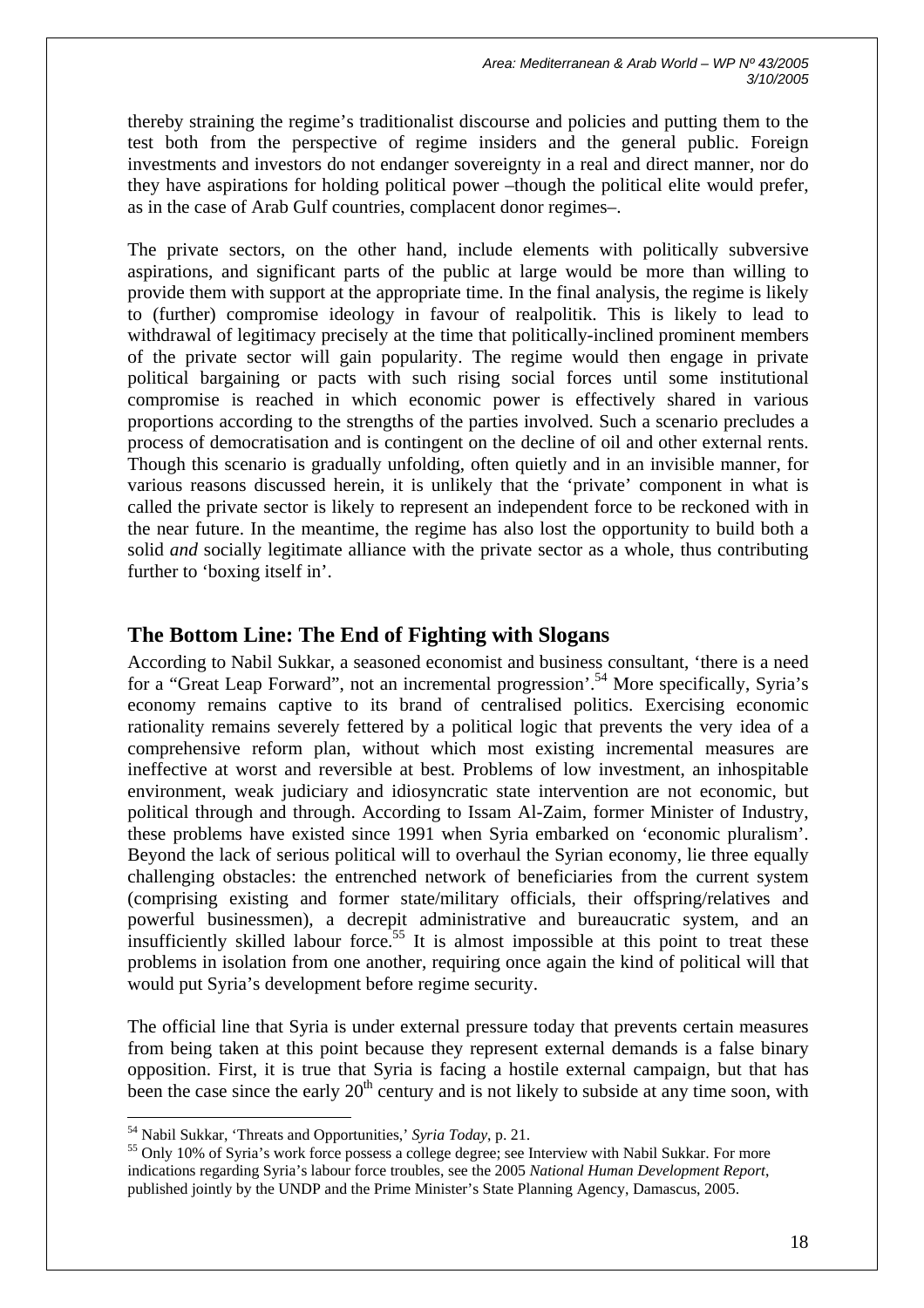thereby straining the regime's traditionalist discourse and policies and putting them to the test both from the perspective of regime insiders and the general public. Foreign investments and investors do not endanger sovereignty in a real and direct manner, nor do they have aspirations for holding political power –though the political elite would prefer, as in the case of Arab Gulf countries, complacent donor regimes–.

The private sectors, on the other hand, include elements with politically subversive aspirations, and significant parts of the public at large would be more than willing to provide them with support at the appropriate time. In the final analysis, the regime is likely to (further) compromise ideology in favour of realpolitik. This is likely to lead to withdrawal of legitimacy precisely at the time that politically-inclined prominent members of the private sector will gain popularity. The regime would then engage in private political bargaining or pacts with such rising social forces until some institutional compromise is reached in which economic power is effectively shared in various proportions according to the strengths of the parties involved. Such a scenario precludes a process of democratisation and is contingent on the decline of oil and other external rents. Though this scenario is gradually unfolding, often quietly and in an invisible manner, for various reasons discussed herein, it is unlikely that the 'private' component in what is called the private sector is likely to represent an independent force to be reckoned with in the near future. In the meantime, the regime has also lost the opportunity to build both a solid *and* socially legitimate alliance with the private sector as a whole, thus contributing further to 'boxing itself in'.

## The Bottom Line: The End of Fighting with Slogans

According to Nabil Sukkar, a seasoned economist and business consultant, 'there is a need for a "Great Leap Forward", not an incremental progression'.[54] More specifically, Syria's economy remains captive to its brand of centralised politics. Exercising economic rationality remains severely fettered by a political logic that prevents the very idea of a comprehensive reform plan, without which most existing incremental measures are ineffective at worst and reversible at best. Problems of low investment, an inhospitable environment, weak judiciary and idiosyncratic state intervention are not economic, but political through and through. According to Issam Al-Zaim, former Minister of Industry, these problems have existed since 1991 when Syria embarked on 'economic pluralism'. Beyond the lack of serious political will to overhaul the Syrian economy, lie three equally challenging obstacles: the entrenched network of beneficiaries from the current system (comprising existing and former state/military officials, their offspring/relatives and powerful businessmen), a decrepit administrative and bureaucratic system, and an insufficiently skilled labour force.[55] It is almost impossible at this point to treat these problems in isolation from one another, requiring once again the kind of political will that would put Syria's development before regime security.

The official line that Syria is under external pressure today that prevents certain measures from being taken at this point because they represent external demands is a false binary opposition. First, it is true that Syria is facing a hostile external campaign, but that has been the case since the early 20th century and is not likely to subside at any time soon, with

---

[54] Nabil Sukkar, 'Threats and Opportunities,' *Syria Today*, p. 21.

[55] Only 10% of Syria's work force possess a college degree; see Interview with Nabil Sukkar. For more indications regarding Syria's labour force troubles, see the 2005 *National Human Development Report*, published jointly by the UNDP and the Prime Minister's State Planning Agency, Damascus, 2005.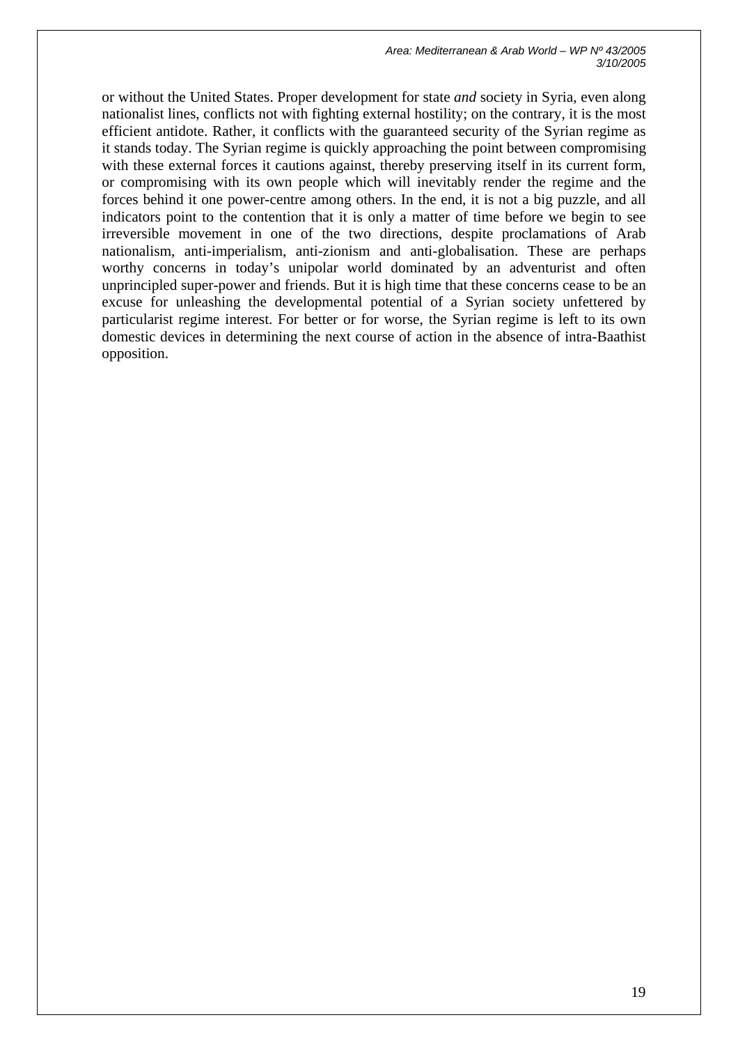or without the United States. Proper development for state *and* society in Syria, even along nationalist lines, conflicts not with fighting external hostility; on the contrary, it is the most efficient antidote. Rather, it conflicts with the guaranteed security of the Syrian regime as it stands today. The Syrian regime is quickly approaching the point between compromising with these external forces it cautions against, thereby preserving itself in its current form, or compromising with its own people which will inevitably render the regime and the forces behind it one power-centre among others. In the end, it is not a big puzzle, and all indicators point to the contention that it is only a matter of time before we begin to see irreversible movement in one of the two directions, despite proclamations of Arab nationalism, anti-imperialism, anti-zionism and anti-globalisation. These are perhaps worthy concerns in today's unipolar world dominated by an adventurist and often unprincipled super-power and friends. But it is high time that these concerns cease to be an excuse for unleashing the developmental potential of a Syrian society unfettered by particularist regime interest. For better or for worse, the Syrian regime is left to its own domestic devices in determining the next course of action in the absence of intra-Baathist opposition.